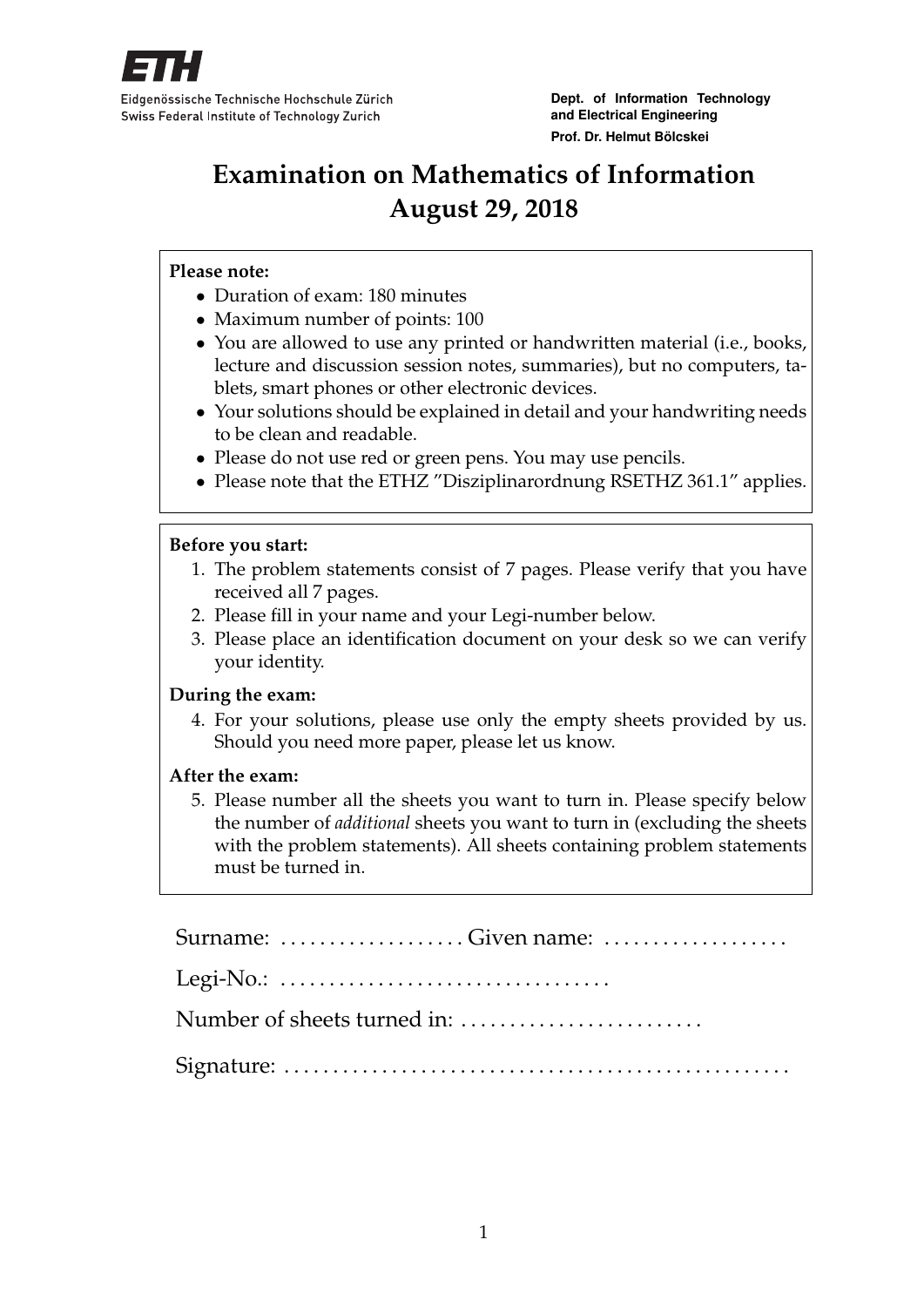ETH

Eidgenössische Technische Hochschule Zürich
Swiss Federal Institute of Technology Zurich

**Dept. of Information Technology and Electrical Engineering**

**Prof. Dr. Helmut Bölcskei**

# Examination on Mathematics of Information
# August 29, 2018

**Please note:**

- Duration of exam: 180 minutes
- Maximum number of points: 100
- You are allowed to use any printed or handwritten material (i.e., books, lecture and discussion session notes, summaries), but no computers, tablets, smart phones or other electronic devices.
- Your solutions should be explained in detail and your handwriting needs to be clean and readable.
- Please do not use red or green pens. You may use pencils.
- Please note that the ETHZ "Disziplinarordnung RSETHZ 361.1" applies.

**Before you start:**

1. The problem statements consist of 7 pages. Please verify that you have received all 7 pages.
2. Please fill in your name and your Legi-number below.
3. Please place an identification document on your desk so we can verify your identity.

**During the exam:**

4. For your solutions, please use only the empty sheets provided by us. Should you need more paper, please let us know.

**After the exam:**

5. Please number all the sheets you want to turn in. Please specify below the number of *additional* sheets you want to turn in (excluding the sheets with the problem statements). All sheets containing problem statements must be turned in.

Surname: .................. Given name: ..................

Legi-No.: ..................................

Number of sheets turned in: .........................

Signature: ....................................................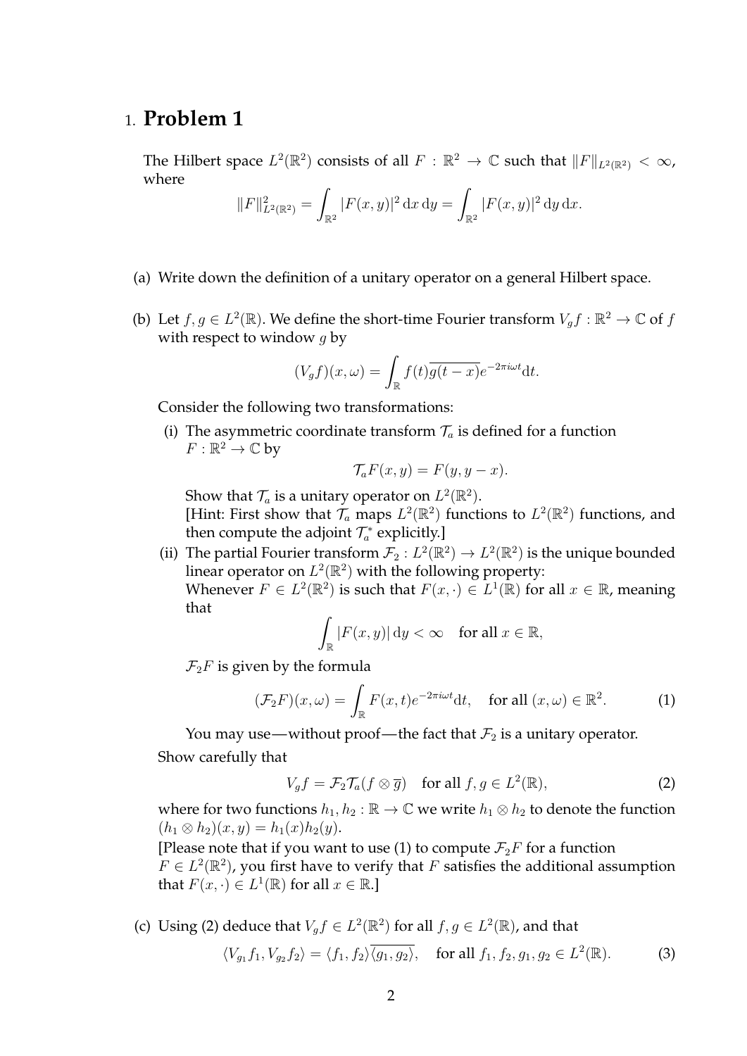# 1. Problem 1

The Hilbert space $L^2(\mathbb{R}^2)$ consists of all $F : \mathbb{R}^2 \to \mathbb{C}$ such that $\|F\|_{L^2(\mathbb{R}^2)} < \infty$, where

$$\|F\|^2_{L^2(\mathbb{R}^2)} = \int_{\mathbb{R}^2} |F(x,y)|^2 \, \mathrm{d}x \, \mathrm{d}y = \int_{\mathbb{R}^2} |F(x,y)|^2 \, \mathrm{d}y \, \mathrm{d}x.$$

(a) Write down the definition of a unitary operator on a general Hilbert space.

(b) Let $f, g \in L^2(\mathbb{R})$. We define the short-time Fourier transform $V_g f : \mathbb{R}^2 \to \mathbb{C}$ of $f$ with respect to window $g$ by

$$(V_g f)(x, \omega) = \int_{\mathbb{R}} f(t)\overline{g(t-x)}e^{-2\pi i \omega t} \mathrm{d}t.$$

Consider the following two transformations:

(i) The asymmetric coordinate transform $\mathcal{T}_a$ is defined for a function $F : \mathbb{R}^2 \to \mathbb{C}$ by

$$\mathcal{T}_a F(x,y) = F(y, y-x).$$

Show that $\mathcal{T}_a$ is a unitary operator on $L^2(\mathbb{R}^2)$.
[Hint: First show that $\mathcal{T}_a$ maps $L^2(\mathbb{R}^2)$ functions to $L^2(\mathbb{R}^2)$ functions, and then compute the adjoint $\mathcal{T}_a^*$ explicitly.]

(ii) The partial Fourier transform $\mathcal{F}_2 : L^2(\mathbb{R}^2) \to L^2(\mathbb{R}^2)$ is the unique bounded linear operator on $L^2(\mathbb{R}^2)$ with the following property:
Whenever $F \in L^2(\mathbb{R}^2)$ is such that $F(x, \cdot) \in L^1(\mathbb{R})$ for all $x \in \mathbb{R}$, meaning that

$$\int_{\mathbb{R}} |F(x,y)| \, \mathrm{d}y < \infty \quad \text{for all } x \in \mathbb{R},$$

$\mathcal{F}_2 F$ is given by the formula

$$(\mathcal{F}_2 F)(x, \omega) = \int_{\mathbb{R}} F(x,t) e^{-2\pi i \omega t} \mathrm{d}t, \quad \text{for all } (x, \omega) \in \mathbb{R}^2. \tag{1}$$

You may use—without proof—the fact that $\mathcal{F}_2$ is a unitary operator.

Show carefully that

$$V_g f = \mathcal{F}_2 \mathcal{T}_a (f \otimes \overline{g}) \quad \text{for all } f, g \in L^2(\mathbb{R}), \tag{2}$$

where for two functions $h_1, h_2 : \mathbb{R} \to \mathbb{C}$ we write $h_1 \otimes h_2$ to denote the function $(h_1 \otimes h_2)(x,y) = h_1(x)h_2(y)$.
[Please note that if you want to use (1) to compute $\mathcal{F}_2 F$ for a function $F \in L^2(\mathbb{R}^2)$, you first have to verify that $F$ satisfies the additional assumption that $F(x, \cdot) \in L^1(\mathbb{R})$ for all $x \in \mathbb{R}$.]

(c) Using (2) deduce that $V_g f \in L^2(\mathbb{R}^2)$ for all $f, g \in L^2(\mathbb{R})$, and that

$$\langle V_{g_1} f_1, V_{g_2} f_2 \rangle = \langle f_1, f_2 \rangle \overline{\langle g_1, g_2 \rangle}, \quad \text{for all } f_1, f_2, g_1, g_2 \in L^2(\mathbb{R}). \tag{3}$$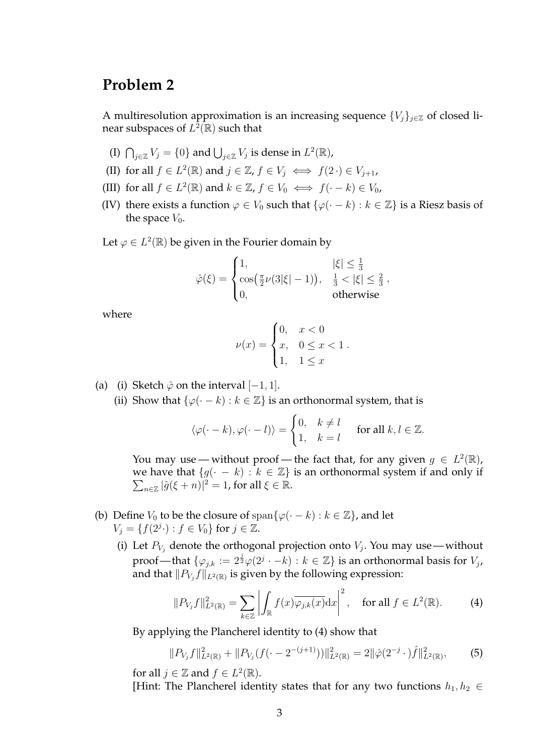## Problem 2

A multiresolution approximation is an increasing sequence $\{V_j\}_{j\in\mathbb{Z}}$ of closed linear subspaces of $L^2(\mathbb{R})$ such that

(I) $\bigcap_{j\in\mathbb{Z}} V_j = \{0\}$ and $\bigcup_{j\in\mathbb{Z}} V_j$ is dense in $L^2(\mathbb{R})$,

(II) for all $f \in L^2(\mathbb{R})$ and $j \in \mathbb{Z}$, $f \in V_j \iff f(2\,\cdot) \in V_{j+1}$,

(III) for all $f \in L^2(\mathbb{R})$ and $k \in \mathbb{Z}$, $f \in V_0 \iff f(\cdot - k) \in V_0$,

(IV) there exists a function $\varphi \in V_0$ such that $\{\varphi(\cdot - k) : k \in \mathbb{Z}\}$ is a Riesz basis of the space $V_0$.

Let $\varphi \in L^2(\mathbb{R})$ be given in the Fourier domain by

$$\hat{\varphi}(\xi) = \begin{cases} 1, & |\xi| \leq \frac{1}{3} \\ \cos\big(\frac{\pi}{2}\nu(3|\xi| - 1)\big), & \frac{1}{3} < |\xi| \leq \frac{2}{3} \\ 0, & \text{otherwise} \end{cases},$$

where

$$\nu(x) = \begin{cases} 0, & x < 0 \\ x, & 0 \leq x < 1 \\ 1, & 1 \leq x \end{cases}.$$

(a) (i) Sketch $\hat{\varphi}$ on the interval $[-1, 1]$.

(ii) Show that $\{\varphi(\cdot - k) : k \in \mathbb{Z}\}$ is an orthonormal system, that is

$$\langle \varphi(\cdot - k), \varphi(\cdot - l)\rangle = \begin{cases} 0, & k \neq l \\ 1, & k = l \end{cases} \quad \text{for all } k, l \in \mathbb{Z}.$$

You may use — without proof — the fact that, for any given $g \in L^2(\mathbb{R})$, we have that $\{g(\cdot - k) : k \in \mathbb{Z}\}$ is an orthonormal system if and only if $\sum_{n\in\mathbb{Z}} |\hat{g}(\xi + n)|^2 = 1$, for all $\xi \in \mathbb{R}$.

(b) Define $V_0$ to be the closure of $\operatorname{span}\{\varphi(\cdot - k) : k \in \mathbb{Z}\}$, and let $V_j = \{f(2^j\cdot) : f \in V_0\}$ for $j \in \mathbb{Z}$.

(i) Let $P_{V_j}$ denote the orthogonal projection onto $V_j$. You may use — without proof — that $\{\varphi_{j,k} := 2^{\frac{j}{2}}\varphi(2^j \cdot - k) : k \in \mathbb{Z}\}$ is an orthonormal basis for $V_j$, and that $\|P_{V_j} f\|_{L^2(\mathbb{R})}$ is given by the following expression:

$$\|P_{V_j} f\|^2_{L^2(\mathbb{R})} = \sum_{k\in\mathbb{Z}} \left| \int_{\mathbb{R}} f(x)\overline{\varphi_{j,k}(x)}\mathrm{d}x \right|^2, \quad \text{for all } f \in L^2(\mathbb{R}). \tag{4}$$

By applying the Plancherel identity to (4) show that

$$\|P_{V_j} f\|^2_{L^2(\mathbb{R})} + \|P_{V_j}(f(\cdot - 2^{-(j+1)}))\|^2_{L^2(\mathbb{R})} = 2\|\hat{\varphi}(2^{-j}\,\cdot)\hat{f}\|^2_{L^2(\mathbb{R})}, \tag{5}$$

for all $j \in \mathbb{Z}$ and $f \in L^2(\mathbb{R})$.

[Hint: The Plancherel identity states that for any two functions $h_1, h_2 \in$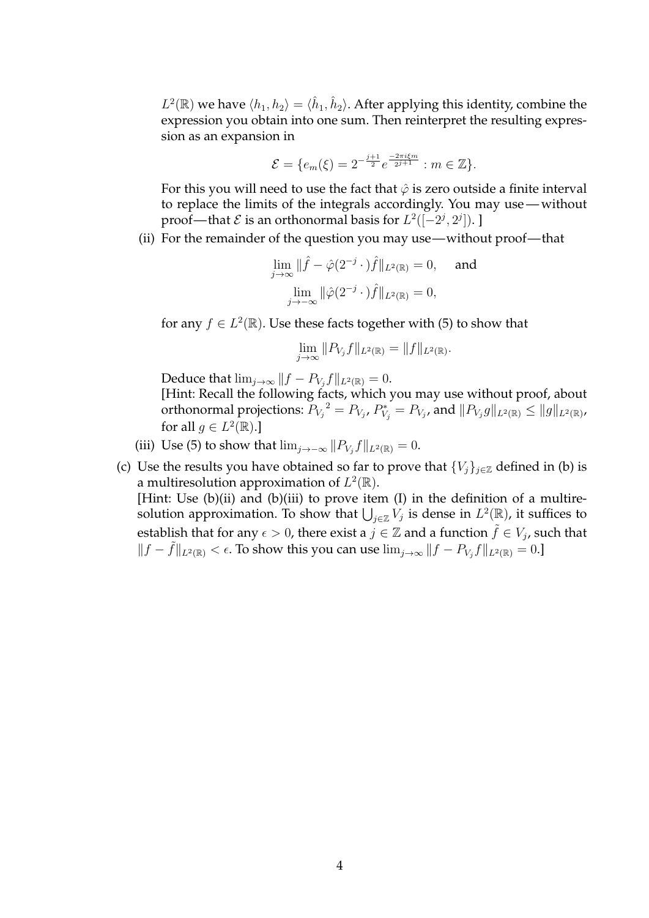$L^2(\mathbb{R})$ we have $\langle h_1, h_2 \rangle = \langle \hat{h}_1, \hat{h}_2 \rangle$. After applying this identity, combine the expression you obtain into one sum. Then reinterpret the resulting expression as an expansion in

$$\mathcal{E} = \{e_m(\xi) = 2^{-\frac{j+1}{2}} e^{\frac{-2\pi i \xi m}{2^{j+1}}} : m \in \mathbb{Z}\}.$$

For this you will need to use the fact that $\hat{\varphi}$ is zero outside a finite interval to replace the limits of the integrals accordingly. You may use — without proof — that $\mathcal{E}$ is an orthonormal basis for $L^2([-2^j, 2^j])$. ]

(ii) For the remainder of the question you may use — without proof — that

$$\lim_{j \to \infty} \|\hat{f} - \hat{\varphi}(2^{-j} \cdot)\hat{f}\|_{L^2(\mathbb{R})} = 0, \quad \text{and}$$
$$\lim_{j \to -\infty} \|\hat{\varphi}(2^{-j} \cdot)\hat{f}\|_{L^2(\mathbb{R})} = 0,$$

for any $f \in L^2(\mathbb{R})$. Use these facts together with (5) to show that

$$\lim_{j \to \infty} \|P_{V_j} f\|_{L^2(\mathbb{R})} = \|f\|_{L^2(\mathbb{R})}.$$

Deduce that $\lim_{j \to \infty} \|f - P_{V_j} f\|_{L^2(\mathbb{R})} = 0$.
[Hint: Recall the following facts, which you may use without proof, about orthonormal projections: ${P_{V_j}}^2 = P_{V_j}$, $P_{V_j}^* = P_{V_j}$, and $\|P_{V_j} g\|_{L^2(\mathbb{R})} \leq \|g\|_{L^2(\mathbb{R})}$, for all $g \in L^2(\mathbb{R})$.]

(iii) Use (5) to show that $\lim_{j \to -\infty} \|P_{V_j} f\|_{L^2(\mathbb{R})} = 0$.

(c) Use the results you have obtained so far to prove that $\{V_j\}_{j \in \mathbb{Z}}$ defined in (b) is a multiresolution approximation of $L^2(\mathbb{R})$.
[Hint: Use (b)(ii) and (b)(iii) to prove item (I) in the definition of a multiresolution approximation. To show that $\bigcup_{j \in \mathbb{Z}} V_j$ is dense in $L^2(\mathbb{R})$, it suffices to establish that for any $\epsilon > 0$, there exist a $j \in \mathbb{Z}$ and a function $\tilde{f} \in V_j$, such that $\|f - \tilde{f}\|_{L^2(\mathbb{R})} < \epsilon$. To show this you can use $\lim_{j \to \infty} \|f - P_{V_j} f\|_{L^2(\mathbb{R})} = 0$.]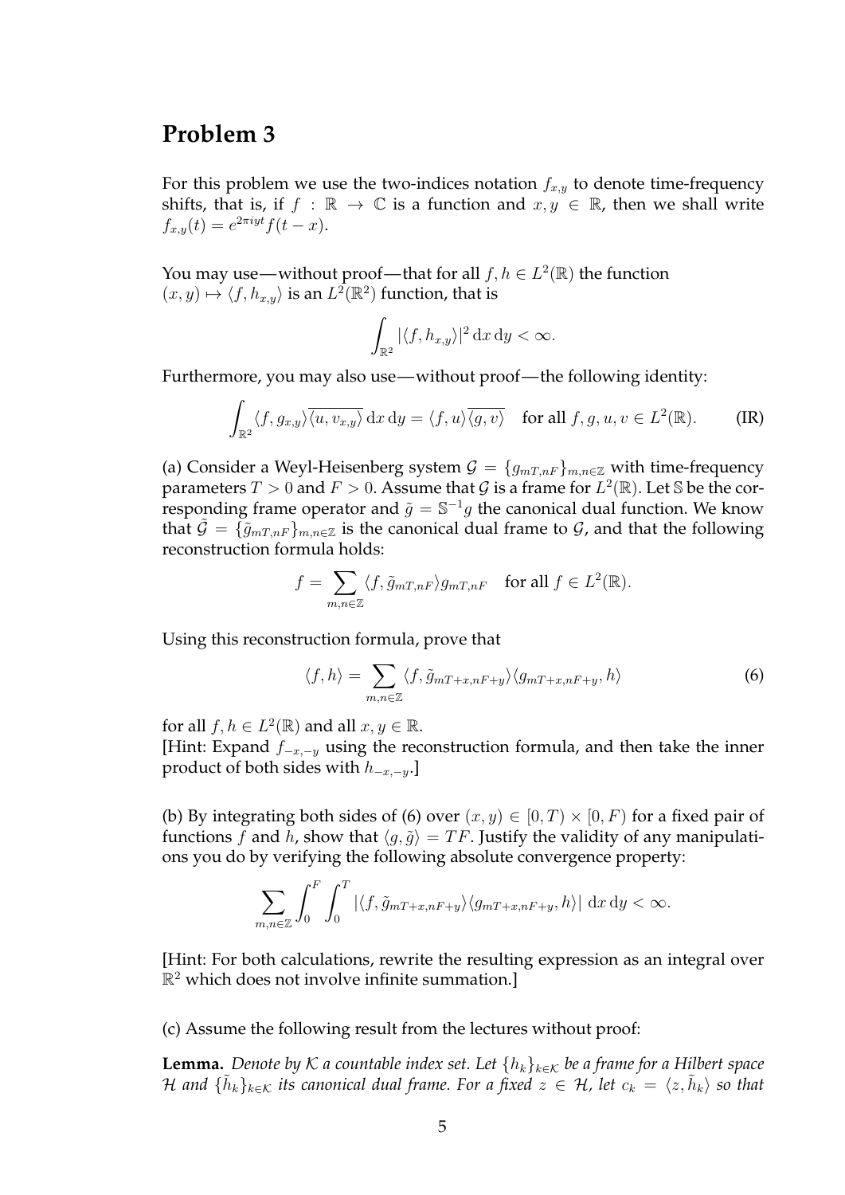# Problem 3

For this problem we use the two-indices notation $f_{x,y}$ to denote time-frequency shifts, that is, if $f : \mathbb{R} \to \mathbb{C}$ is a function and $x, y \in \mathbb{R}$, then we shall write $f_{x,y}(t) = e^{2\pi i y t} f(t - x)$.

You may use—without proof—that for all $f, h \in L^2(\mathbb{R})$ the function $(x, y) \mapsto \langle f, h_{x,y} \rangle$ is an $L^2(\mathbb{R}^2)$ function, that is

$$\int_{\mathbb{R}^2} |\langle f, h_{x,y} \rangle|^2 \, \mathrm{d}x \, \mathrm{d}y < \infty.$$

Furthermore, you may also use—without proof—the following identity:

$$\int_{\mathbb{R}^2} \langle f, g_{x,y} \rangle \overline{\langle u, v_{x,y} \rangle} \, \mathrm{d}x \, \mathrm{d}y = \langle f, u \rangle \overline{\langle g, v \rangle} \quad \text{for all } f, g, u, v \in L^2(\mathbb{R}). \tag{IR}$$

(a) Consider a Weyl-Heisenberg system $\mathcal{G} = \{g_{mT,nF}\}_{m,n \in \mathbb{Z}}$ with time-frequency parameters $T > 0$ and $F > 0$. Assume that $\mathcal{G}$ is a frame for $L^2(\mathbb{R})$. Let $\mathbb{S}$ be the corresponding frame operator and $\tilde{g} = \mathbb{S}^{-1} g$ the canonical dual function. We know that $\tilde{\mathcal{G}} = \{\tilde{g}_{mT,nF}\}_{m,n \in \mathbb{Z}}$ is the canonical dual frame to $\mathcal{G}$, and that the following reconstruction formula holds:

$$f = \sum_{m,n \in \mathbb{Z}} \langle f, \tilde{g}_{mT,nF} \rangle g_{mT,nF} \quad \text{for all } f \in L^2(\mathbb{R}).$$

Using this reconstruction formula, prove that

$$\langle f, h \rangle = \sum_{m,n \in \mathbb{Z}} \langle f, \tilde{g}_{mT+x,nF+y} \rangle \langle g_{mT+x,nF+y}, h \rangle \tag{6}$$

for all $f, h \in L^2(\mathbb{R})$ and all $x, y \in \mathbb{R}$.
[Hint: Expand $f_{-x,-y}$ using the reconstruction formula, and then take the inner product of both sides with $h_{-x,-y}$.]

(b) By integrating both sides of (6) over $(x, y) \in [0, T) \times [0, F)$ for a fixed pair of functions $f$ and $h$, show that $\langle g, \tilde{g} \rangle = TF$. Justify the validity of any manipulations you do by verifying the following absolute convergence property:

$$\sum_{m,n \in \mathbb{Z}} \int_0^F \int_0^T |\langle f, \tilde{g}_{mT+x,nF+y} \rangle \langle g_{mT+x,nF+y}, h \rangle| \, \mathrm{d}x \, \mathrm{d}y < \infty.$$

[Hint: For both calculations, rewrite the resulting expression as an integral over $\mathbb{R}^2$ which does not involve infinite summation.]

(c) Assume the following result from the lectures without proof:

**Lemma.** *Denote by $\mathcal{K}$ a countable index set. Let $\{h_k\}_{k \in \mathcal{K}}$ be a frame for a Hilbert space $\mathcal{H}$ and $\{\tilde{h}_k\}_{k \in \mathcal{K}}$ its canonical dual frame. For a fixed $z \in \mathcal{H}$, let $c_k = \langle z, \tilde{h}_k \rangle$ so that*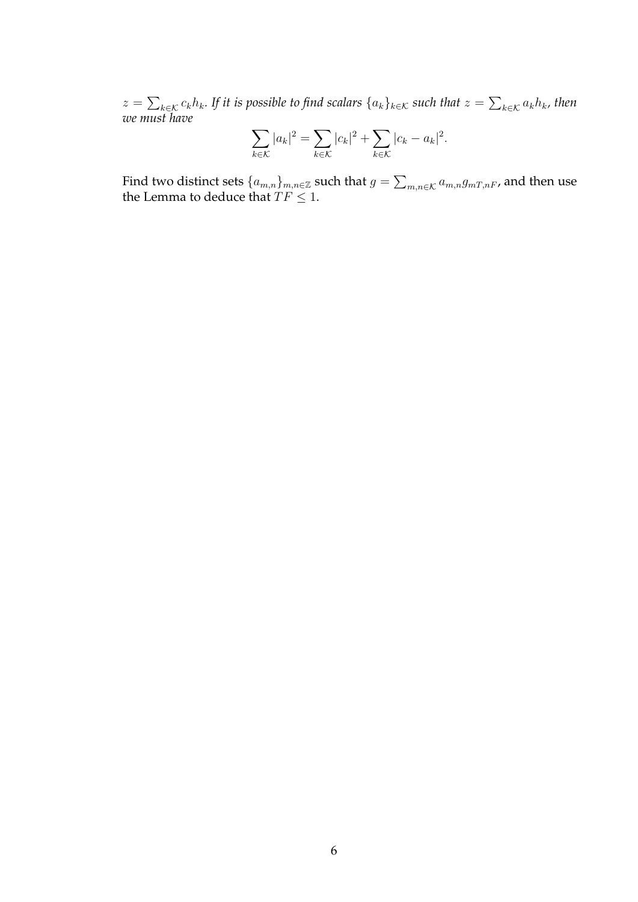*$z = \sum_{k \in \mathcal{K}} c_k h_k$. If it is possible to find scalars $\{a_k\}_{k \in \mathcal{K}}$ such that $z = \sum_{k \in \mathcal{K}} a_k h_k$, then we must have*

$$\sum_{k \in \mathcal{K}} |a_k|^2 = \sum_{k \in \mathcal{K}} |c_k|^2 + \sum_{k \in \mathcal{K}} |c_k - a_k|^2.$$

Find two distinct sets $\{a_{m,n}\}_{m,n \in \mathbb{Z}}$ such that $g = \sum_{m,n \in \mathcal{K}} a_{m,n} g_{mT,nF}$, and then use the Lemma to deduce that $TF \leq 1$.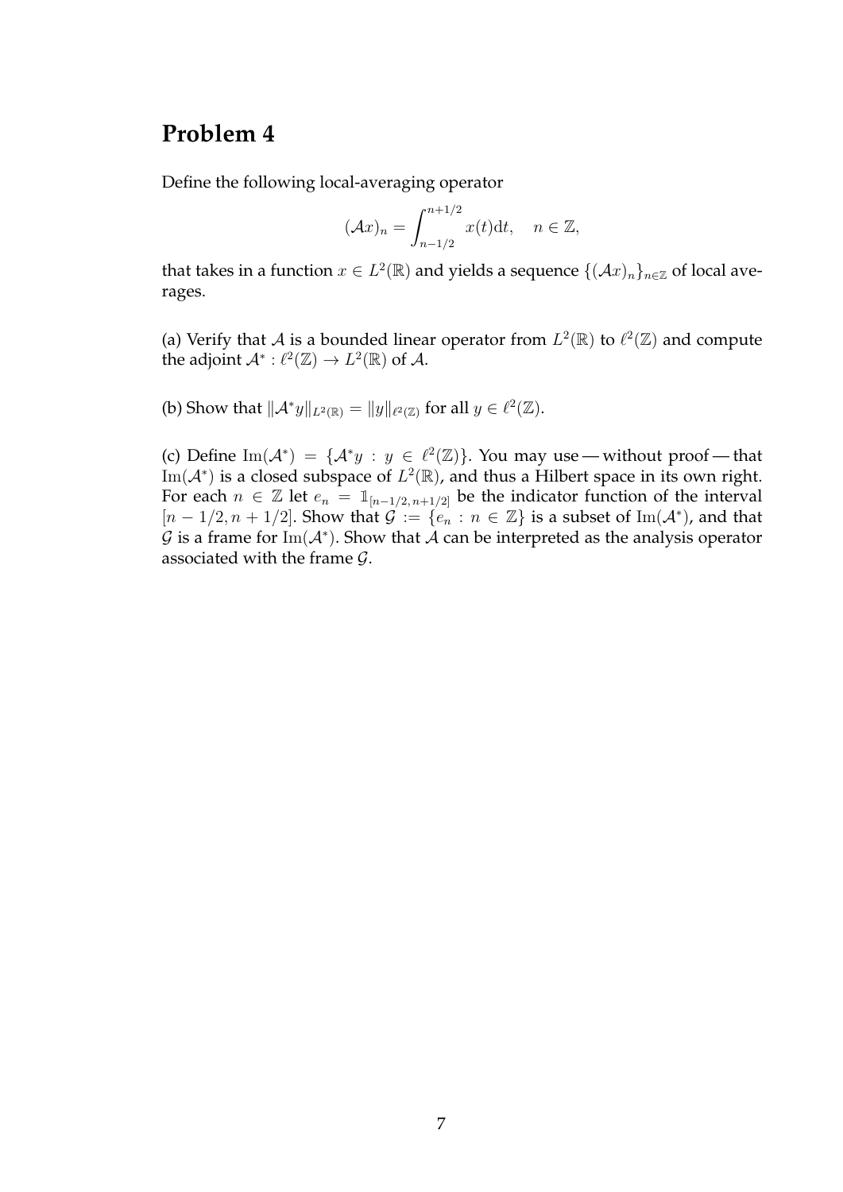## Problem 4

Define the following local-averaging operator

$$(\mathcal{A}x)_n = \int_{n-1/2}^{n+1/2} x(t)\mathrm{d}t, \quad n \in \mathbb{Z},$$

that takes in a function $x \in L^2(\mathbb{R})$ and yields a sequence $\{(\mathcal{A}x)_n\}_{n\in\mathbb{Z}}$ of local averages.

(a) Verify that $\mathcal{A}$ is a bounded linear operator from $L^2(\mathbb{R})$ to $\ell^2(\mathbb{Z})$ and compute the adjoint $\mathcal{A}^* : \ell^2(\mathbb{Z}) \to L^2(\mathbb{R})$ of $\mathcal{A}$.

(b) Show that $\|\mathcal{A}^* y\|_{L^2(\mathbb{R})} = \|y\|_{\ell^2(\mathbb{Z})}$ for all $y \in \ell^2(\mathbb{Z})$.

(c) Define $\mathrm{Im}(\mathcal{A}^*) = \{\mathcal{A}^* y : y \in \ell^2(\mathbb{Z})\}$. You may use — without proof — that $\mathrm{Im}(\mathcal{A}^*)$ is a closed subspace of $L^2(\mathbb{R})$, and thus a Hilbert space in its own right. For each $n \in \mathbb{Z}$ let $e_n = \mathbb{1}_{[n-1/2,\, n+1/2]}$ be the indicator function of the interval $[n - 1/2, n + 1/2]$. Show that $\mathcal{G} := \{e_n : n \in \mathbb{Z}\}$ is a subset of $\mathrm{Im}(\mathcal{A}^*)$, and that $\mathcal{G}$ is a frame for $\mathrm{Im}(\mathcal{A}^*)$. Show that $\mathcal{A}$ can be interpreted as the analysis operator associated with the frame $\mathcal{G}$.